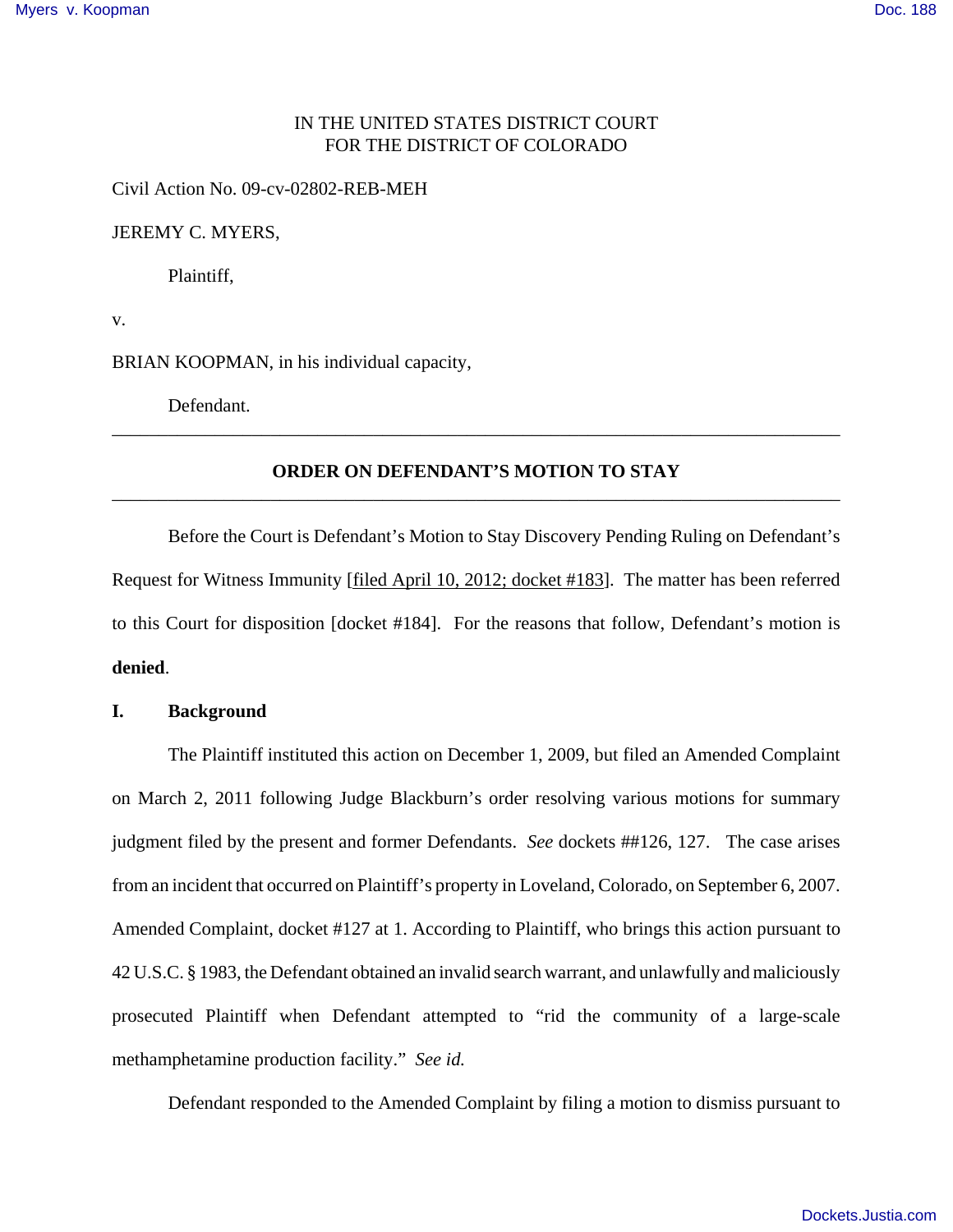IN THE UNITED STATES DISTRICT COURT
FOR THE DISTRICT OF COLORADO

Civil Action No. 09-cv-02802-REB-MEH

JEREMY C. MYERS,

Plaintiff,

v.

BRIAN KOOPMAN, in his individual capacity,

Defendant.

---

## ORDER ON DEFENDANT'S MOTION TO STAY

---

Before the Court is Defendant's Motion to Stay Discovery Pending Ruling on Defendant's Request for Witness Immunity [filed April 10, 2012; docket #183]. The matter has been referred to this Court for disposition [docket #184]. For the reasons that follow, Defendant's motion is **denied**.

## I. Background

The Plaintiff instituted this action on December 1, 2009, but filed an Amended Complaint on March 2, 2011 following Judge Blackburn's order resolving various motions for summary judgment filed by the present and former Defendants. *See* dockets ##126, 127. The case arises from an incident that occurred on Plaintiff's property in Loveland, Colorado, on September 6, 2007. Amended Complaint, docket #127 at 1. According to Plaintiff, who brings this action pursuant to 42 U.S.C. § 1983, the Defendant obtained an invalid search warrant, and unlawfully and maliciously prosecuted Plaintiff when Defendant attempted to "rid the community of a large-scale methamphetamine production facility." *See id.*

Defendant responded to the Amended Complaint by filing a motion to dismiss pursuant to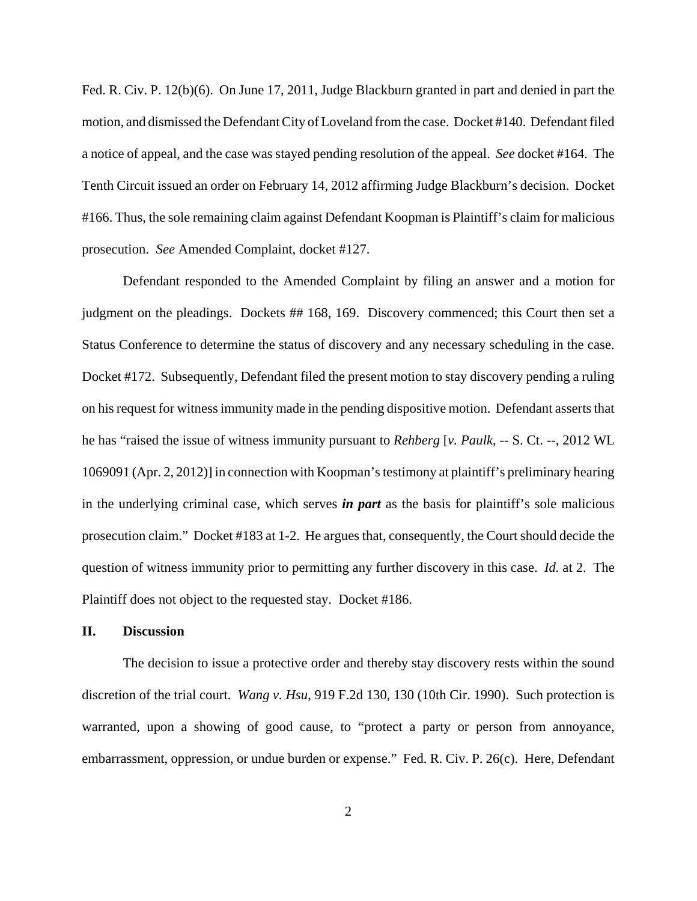Fed. R. Civ. P. 12(b)(6). On June 17, 2011, Judge Blackburn granted in part and denied in part the motion, and dismissed the Defendant City of Loveland from the case. Docket #140. Defendant filed a notice of appeal, and the case was stayed pending resolution of the appeal. *See* docket #164. The Tenth Circuit issued an order on February 14, 2012 affirming Judge Blackburn's decision. Docket #166. Thus, the sole remaining claim against Defendant Koopman is Plaintiff's claim for malicious prosecution. *See* Amended Complaint, docket #127.

Defendant responded to the Amended Complaint by filing an answer and a motion for judgment on the pleadings. Dockets ## 168, 169. Discovery commenced; this Court then set a Status Conference to determine the status of discovery and any necessary scheduling in the case. Docket #172. Subsequently, Defendant filed the present motion to stay discovery pending a ruling on his request for witness immunity made in the pending dispositive motion. Defendant asserts that he has "raised the issue of witness immunity pursuant to *Rehberg* [*v. Paulk*, -- S. Ct. --, 2012 WL 1069091 (Apr. 2, 2012)] in connection with Koopman's testimony at plaintiff's preliminary hearing in the underlying criminal case, which serves ***in part*** as the basis for plaintiff's sole malicious prosecution claim." Docket #183 at 1-2. He argues that, consequently, the Court should decide the question of witness immunity prior to permitting any further discovery in this case. *Id.* at 2. The Plaintiff does not object to the requested stay. Docket #186.

## II. Discussion

The decision to issue a protective order and thereby stay discovery rests within the sound discretion of the trial court. *Wang v. Hsu*, 919 F.2d 130, 130 (10th Cir. 1990). Such protection is warranted, upon a showing of good cause, to "protect a party or person from annoyance, embarrassment, oppression, or undue burden or expense." Fed. R. Civ. P. 26(c). Here, Defendant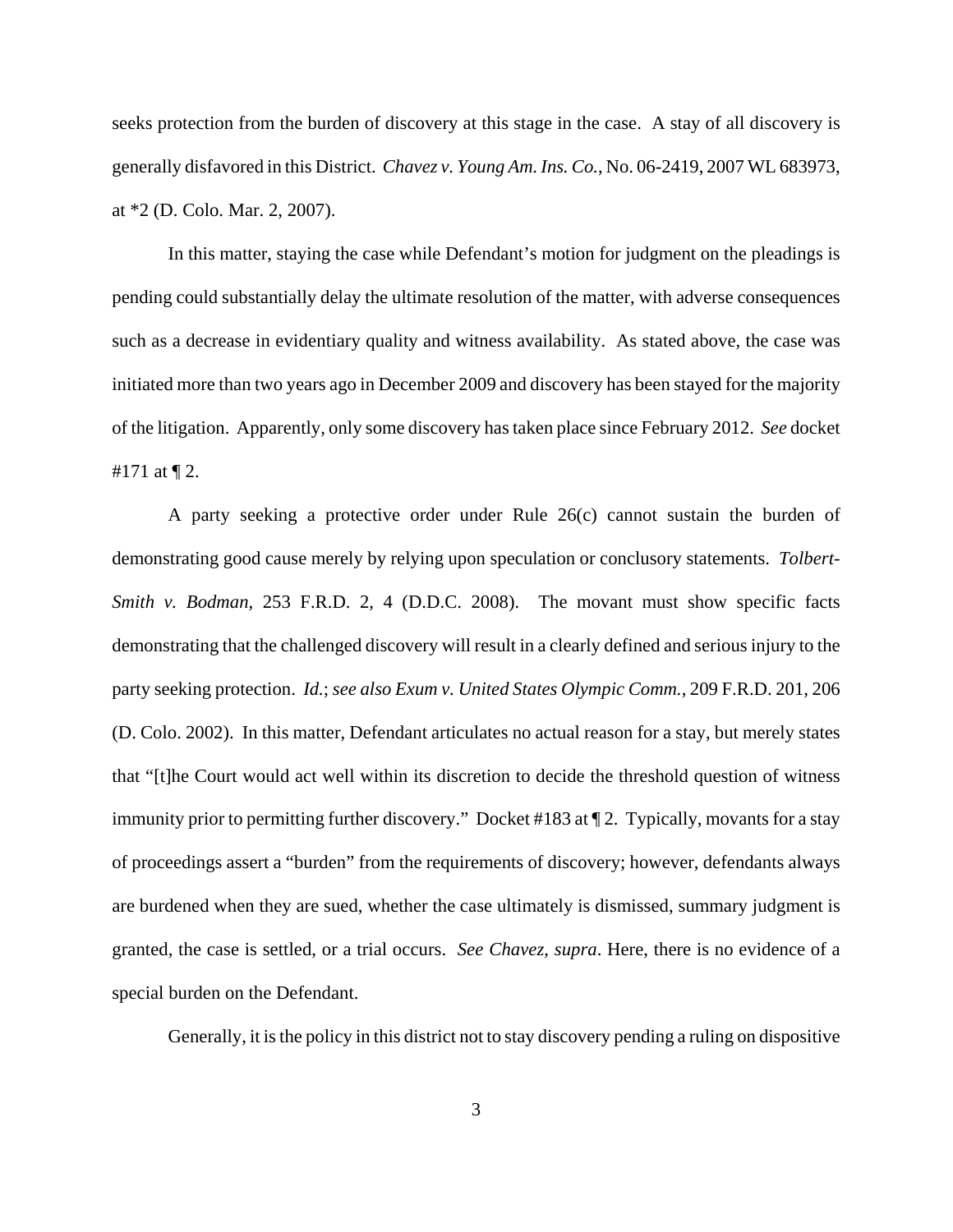seeks protection from the burden of discovery at this stage in the case. A stay of all discovery is generally disfavored in this District. *Chavez v. Young Am. Ins. Co.*, No. 06-2419, 2007 WL 683973, at *2 (D. Colo. Mar. 2, 2007).

In this matter, staying the case while Defendant's motion for judgment on the pleadings is pending could substantially delay the ultimate resolution of the matter, with adverse consequences such as a decrease in evidentiary quality and witness availability. As stated above, the case was initiated more than two years ago in December 2009 and discovery has been stayed for the majority of the litigation. Apparently, only some discovery has taken place since February 2012. *See* docket #171 at ¶ 2.

A party seeking a protective order under Rule 26(c) cannot sustain the burden of demonstrating good cause merely by relying upon speculation or conclusory statements. *Tolbert-Smith v. Bodman*, 253 F.R.D. 2, 4 (D.D.C. 2008). The movant must show specific facts demonstrating that the challenged discovery will result in a clearly defined and serious injury to the party seeking protection. *Id.*; *see also Exum v. United States Olympic Comm.*, 209 F.R.D. 201, 206 (D. Colo. 2002). In this matter, Defendant articulates no actual reason for a stay, but merely states that "[t]he Court would act well within its discretion to decide the threshold question of witness immunity prior to permitting further discovery." Docket #183 at ¶ 2. Typically, movants for a stay of proceedings assert a "burden" from the requirements of discovery; however, defendants always are burdened when they are sued, whether the case ultimately is dismissed, summary judgment is granted, the case is settled, or a trial occurs. *See Chavez, supra*. Here, there is no evidence of a special burden on the Defendant.

Generally, it is the policy in this district not to stay discovery pending a ruling on dispositive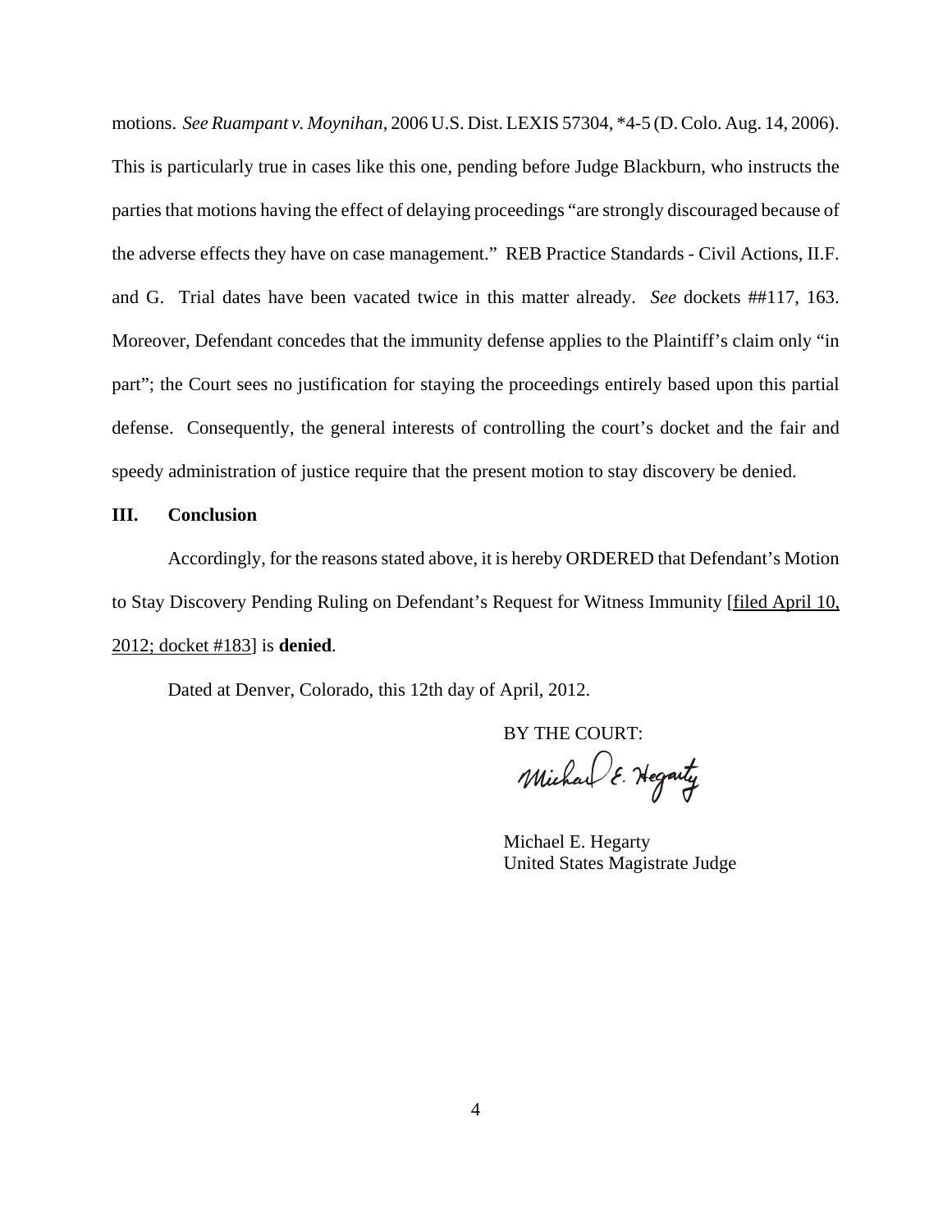motions. *See Ruampant v. Moynihan*, 2006 U.S. Dist. LEXIS 57304, *4-5 (D. Colo. Aug. 14, 2006). This is particularly true in cases like this one, pending before Judge Blackburn, who instructs the parties that motions having the effect of delaying proceedings "are strongly discouraged because of the adverse effects they have on case management." REB Practice Standards - Civil Actions, II.F. and G. Trial dates have been vacated twice in this matter already. *See* dockets ##117, 163. Moreover, Defendant concedes that the immunity defense applies to the Plaintiff's claim only "in part"; the Court sees no justification for staying the proceedings entirely based upon this partial defense. Consequently, the general interests of controlling the court's docket and the fair and speedy administration of justice require that the present motion to stay discovery be denied.

## III. Conclusion

Accordingly, for the reasons stated above, it is hereby ORDERED that Defendant's Motion to Stay Discovery Pending Ruling on Defendant's Request for Witness Immunity [filed April 10, 2012; docket #183] is **denied**.

Dated at Denver, Colorado, this 12th day of April, 2012.

BY THE COURT:

Michael E. Hegarty

Michael E. Hegarty
United States Magistrate Judge